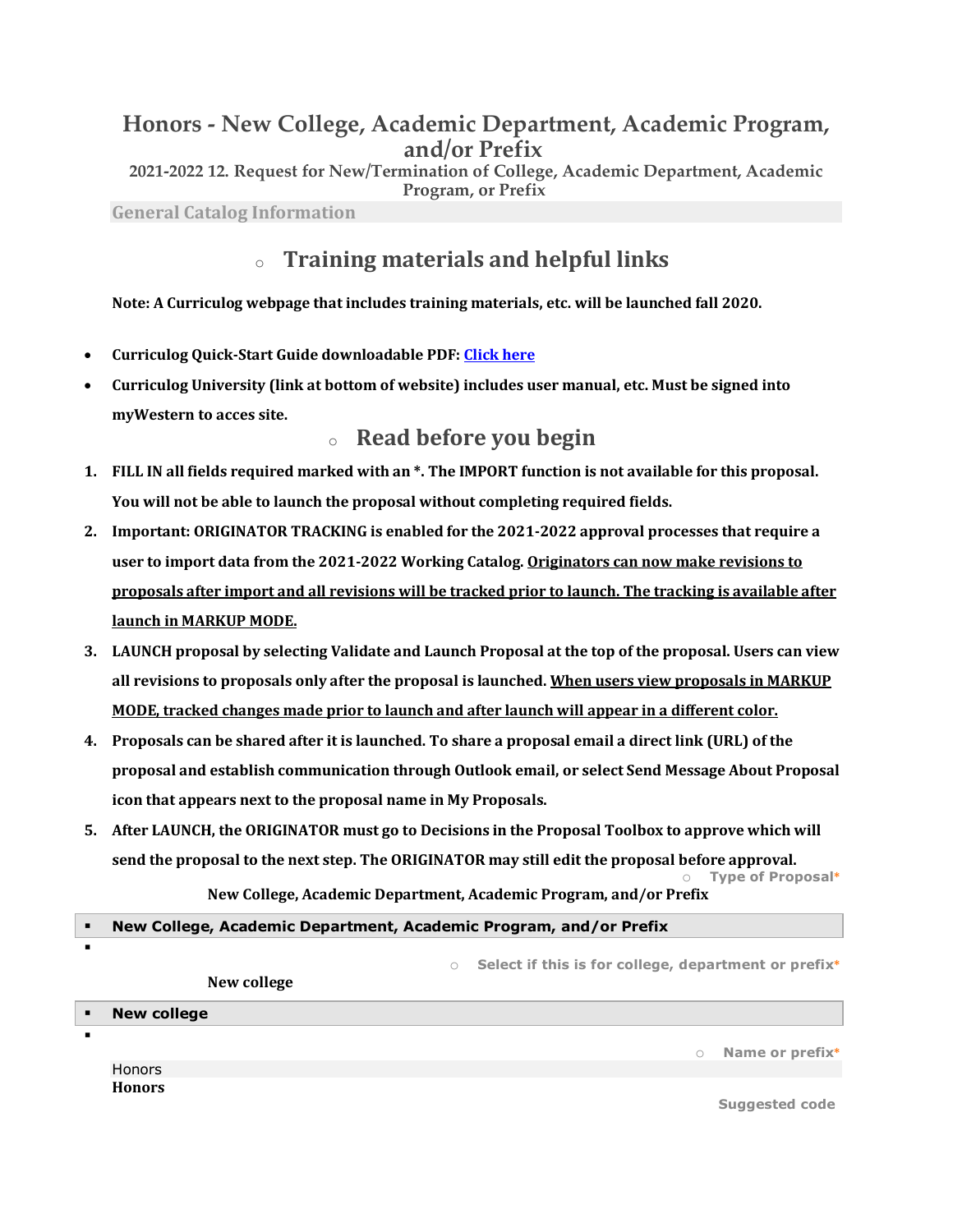# Honors - New College, Academic Department, Academic Program, and/or Prefix

**2021-2022 12. Request for New/Termination of College, Academic Department, Academic Program, or Prefix**

**General Catalog Information**

## Training materials and helpful links

**Note: A Curriculog webpage that includes training materials, etc. will be launched fall 2020.**

- **Curriculog Quick-Start Guide downloadable PDF: Click here**
- **Curriculog University (link at bottom of website) includes user manual, etc. Must be signed into myWestern to acces site.**

## Read before you begin

1. **FILL IN all fields required marked with an *. The IMPORT function is not available for this proposal. You will not be able to launch the proposal without completing required fields.**
2. **Important: ORIGINATOR TRACKING is enabled for the 2021-2022 approval processes that require a user to import data from the 2021-2022 Working Catalog. Originators can now make revisions to proposals after import and all revisions will be tracked prior to launch. The tracking is available after launch in MARKUP MODE.**
3. **LAUNCH proposal by selecting Validate and Launch Proposal at the top of the proposal. Users can view all revisions to proposals only after the proposal is launched. When users view proposals in MARKUP MODE, tracked changes made prior to launch and after launch will appear in a different color.**
4. **Proposals can be shared after it is launched. To share a proposal email a direct link (URL) of the proposal and establish communication through Outlook email, or select Send Message About Proposal icon that appears next to the proposal name in My Proposals.**
5. **After LAUNCH, the ORIGINATOR must go to Decisions in the Proposal Toolbox to approve which will send the proposal to the next step. The ORIGINATOR may still edit the proposal before approval.**

**Type of Proposal***

**New College, Academic Department, Academic Program, and/or Prefix**

- **New College, Academic Department, Academic Program, and/or Prefix**

**Select if this is for college, department or prefix***

**New college**

- **New college**

**Name or prefix***

Honors

**Honors**

**Suggested code**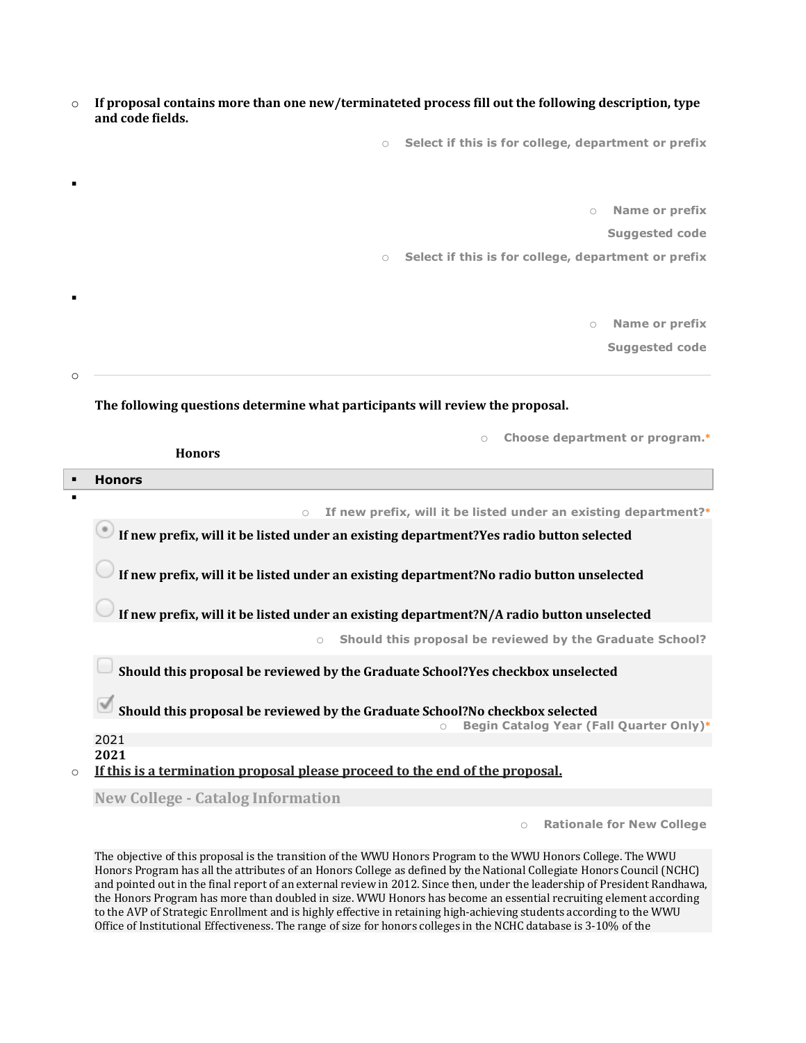- **If proposal contains more than one new/terminateted process fill out the following description, type and code fields.**

  - Select if this is for college, department or prefix

-
  - Name or prefix

    Suggested code

  - Select if this is for college, department or prefix

-
  - Name or prefix

    Suggested code

---

**The following questions determine what participants will review the proposal.**

- Choose department or program.*

**Honors**

- **Honors**

-
  - If new prefix, will it be listed under an existing department?*

**If new prefix, will it be listed under an existing department?Yes radio button selected**

**If new prefix, will it be listed under an existing department?No radio button unselected**

**If new prefix, will it be listed under an existing department?N/A radio button unselected**

- Should this proposal be reviewed by the Graduate School?

**Should this proposal be reviewed by the Graduate School?Yes checkbox unselected**

**Should this proposal be reviewed by the Graduate School?No checkbox selected**

- Begin Catalog Year (Fall Quarter Only)*

2021

**2021**

- **If this is a termination proposal please proceed to the end of the proposal.**

## New College - Catalog Information

- Rationale for New College

The objective of this proposal is the transition of the WWU Honors Program to the WWU Honors College. The WWU Honors Program has all the attributes of an Honors College as defined by the National Collegiate Honors Council (NCHC) and pointed out in the final report of an external review in 2012. Since then, under the leadership of President Randhawa, the Honors Program has more than doubled in size. WWU Honors has become an essential recruiting element according to the AVP of Strategic Enrollment and is highly effective in retaining high-achieving students according to the WWU Office of Institutional Effectiveness. The range of size for honors colleges in the NCHC database is 3-10% of the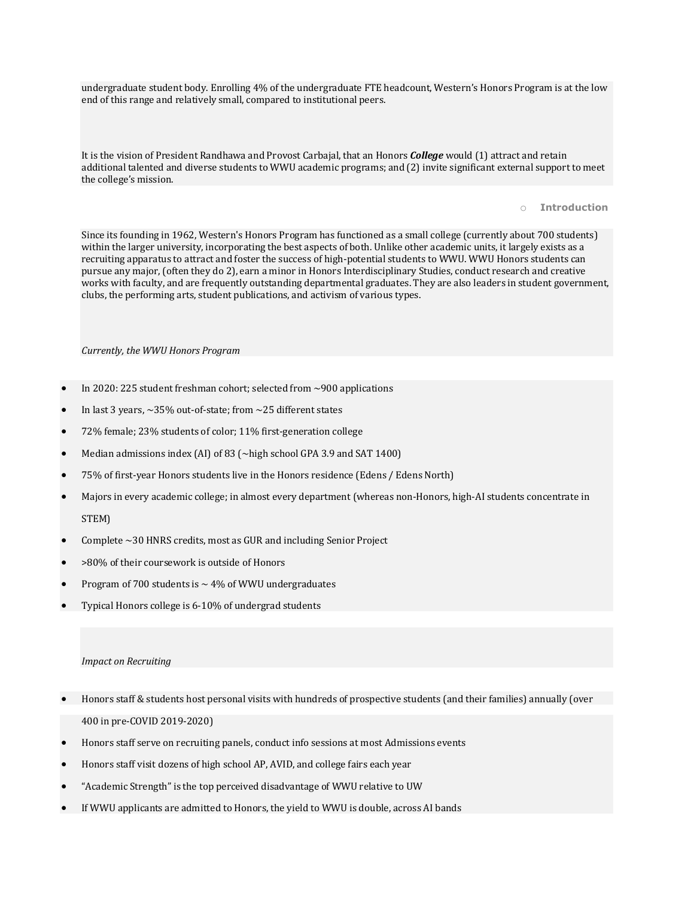undergraduate student body. Enrolling 4% of the undergraduate FTE headcount, Western's Honors Program is at the low end of this range and relatively small, compared to institutional peers.

It is the vision of President Randhawa and Provost Carbajal, that an Honors ***College*** would (1) attract and retain additional talented and diverse students to WWU academic programs; and (2) invite significant external support to meet the college's mission.

- **Introduction**

Since its founding in 1962, Western's Honors Program has functioned as a small college (currently about 700 students) within the larger university, incorporating the best aspects of both. Unlike other academic units, it largely exists as a recruiting apparatus to attract and foster the success of high-potential students to WWU. WWU Honors students can pursue any major, (often they do 2), earn a minor in Honors Interdisciplinary Studies, conduct research and creative works with faculty, and are frequently outstanding departmental graduates. They are also leaders in student government, clubs, the performing arts, student publications, and activism of various types.

*Currently, the WWU Honors Program*

- In 2020: 225 student freshman cohort; selected from ~900 applications
- In last 3 years, ~35% out-of-state; from ~25 different states
- 72% female; 23% students of color; 11% first-generation college
- Median admissions index (AI) of 83 (~high school GPA 3.9 and SAT 1400)
- 75% of first-year Honors students live in the Honors residence (Edens / Edens North)
- Majors in every academic college; in almost every department (whereas non-Honors, high-AI students concentrate in STEM)
- Complete ~30 HNRS credits, most as GUR and including Senior Project
- >80% of their coursework is outside of Honors
- Program of 700 students is ~ 4% of WWU undergraduates
- Typical Honors college is 6-10% of undergrad students

*Impact on Recruiting*

- Honors staff & students host personal visits with hundreds of prospective students (and their families) annually (over 400 in pre-COVID 2019-2020)
- Honors staff serve on recruiting panels, conduct info sessions at most Admissions events
- Honors staff visit dozens of high school AP, AVID, and college fairs each year
- "Academic Strength" is the top perceived disadvantage of WWU relative to UW
- If WWU applicants are admitted to Honors, the yield to WWU is double, across AI bands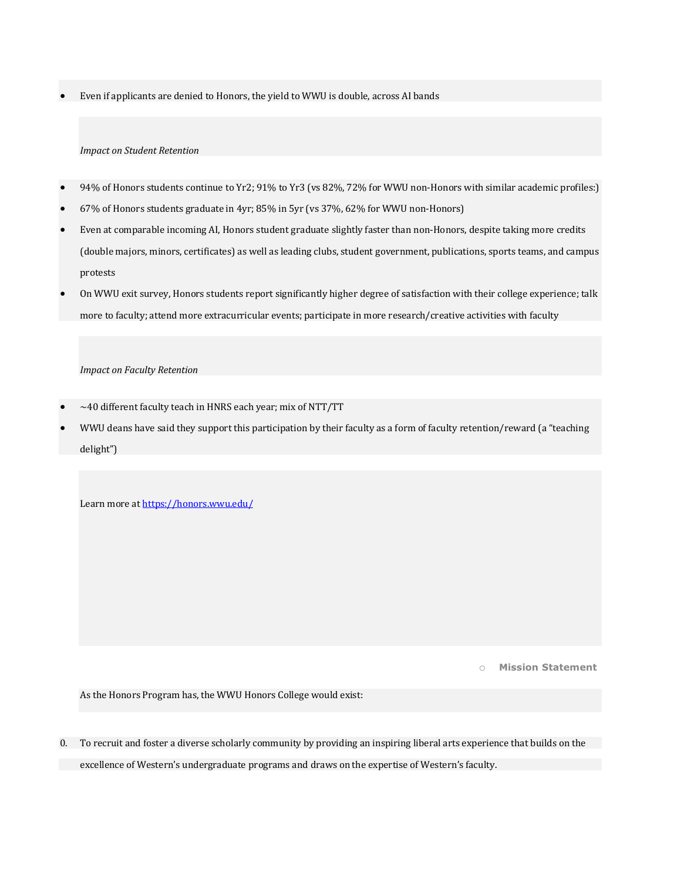- Even if applicants are denied to Honors, the yield to WWU is double, across AI bands

*Impact on Student Retention*

- 94% of Honors students continue to Yr2; 91% to Yr3 (vs 82%, 72% for WWU non-Honors with similar academic profiles:)
- 67% of Honors students graduate in 4yr; 85% in 5yr (vs 37%, 62% for WWU non-Honors)
- Even at comparable incoming AI, Honors student graduate slightly faster than non-Honors, despite taking more credits (double majors, minors, certificates) as well as leading clubs, student government, publications, sports teams, and campus protests
- On WWU exit survey, Honors students report significantly higher degree of satisfaction with their college experience; talk more to faculty; attend more extracurricular events; participate in more research/creative activities with faculty

*Impact on Faculty Retention*

- ~40 different faculty teach in HNRS each year; mix of NTT/TT
- WWU deans have said they support this participation by their faculty as a form of faculty retention/reward (a "teaching delight")

Learn more at [https://honors.wwu.edu/](https://honors.wwu.edu/)

- **Mission Statement**

As the Honors Program has, the WWU Honors College would exist:

0. To recruit and foster a diverse scholarly community by providing an inspiring liberal arts experience that builds on the excellence of Western's undergraduate programs and draws on the expertise of Western's faculty.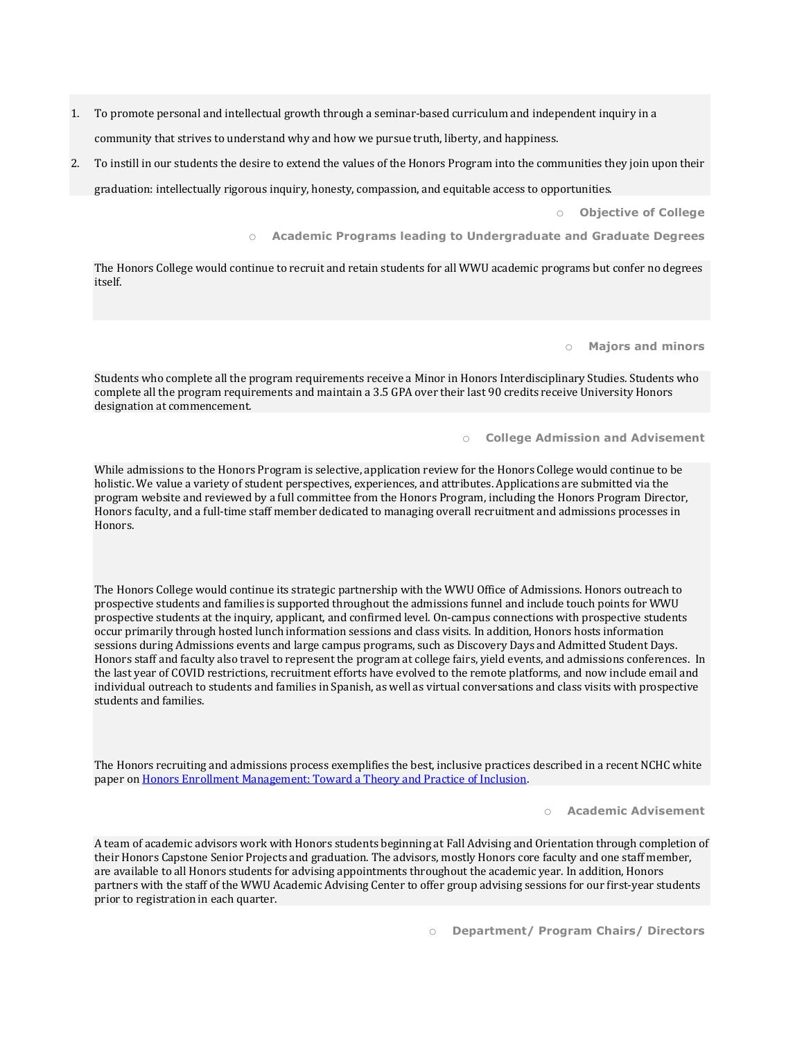1. To promote personal and intellectual growth through a seminar-based curriculum and independent inquiry in a community that strives to understand why and how we pursue truth, liberty, and happiness.
2. To instill in our students the desire to extend the values of the Honors Program into the communities they join upon their graduation: intellectually rigorous inquiry, honesty, compassion, and equitable access to opportunities.

- **Objective of College**
- **Academic Programs leading to Undergraduate and Graduate Degrees**

The Honors College would continue to recruit and retain students for all WWU academic programs but confer no degrees itself.

- **Majors and minors**

Students who complete all the program requirements receive a Minor in Honors Interdisciplinary Studies. Students who complete all the program requirements and maintain a 3.5 GPA over their last 90 credits receive University Honors designation at commencement.

- **College Admission and Advisement**

While admissions to the Honors Program is selective, application review for the Honors College would continue to be holistic. We value a variety of student perspectives, experiences, and attributes. Applications are submitted via the program website and reviewed by a full committee from the Honors Program, including the Honors Program Director, Honors faculty, and a full-time staff member dedicated to managing overall recruitment and admissions processes in Honors.

The Honors College would continue its strategic partnership with the WWU Office of Admissions. Honors outreach to prospective students and families is supported throughout the admissions funnel and include touch points for WWU prospective students at the inquiry, applicant, and confirmed level. On-campus connections with prospective students occur primarily through hosted lunch information sessions and class visits. In addition, Honors hosts information sessions during Admissions events and large campus programs, such as Discovery Days and Admitted Student Days. Honors staff and faculty also travel to represent the program at college fairs, yield events, and admissions conferences. In the last year of COVID restrictions, recruitment efforts have evolved to the remote platforms, and now include email and individual outreach to students and families in Spanish, as well as virtual conversations and class visits with prospective students and families.

The Honors recruiting and admissions process exemplifies the best, inclusive practices described in a recent NCHC white paper on [Honors Enrollment Management: Toward a Theory and Practice of Inclusion](#).

- **Academic Advisement**

A team of academic advisors work with Honors students beginning at Fall Advising and Orientation through completion of their Honors Capstone Senior Projects and graduation. The advisors, mostly Honors core faculty and one staff member, are available to all Honors students for advising appointments throughout the academic year. In addition, Honors partners with the staff of the WWU Academic Advising Center to offer group advising sessions for our first-year students prior to registration in each quarter.

- **Department/ Program Chairs/ Directors**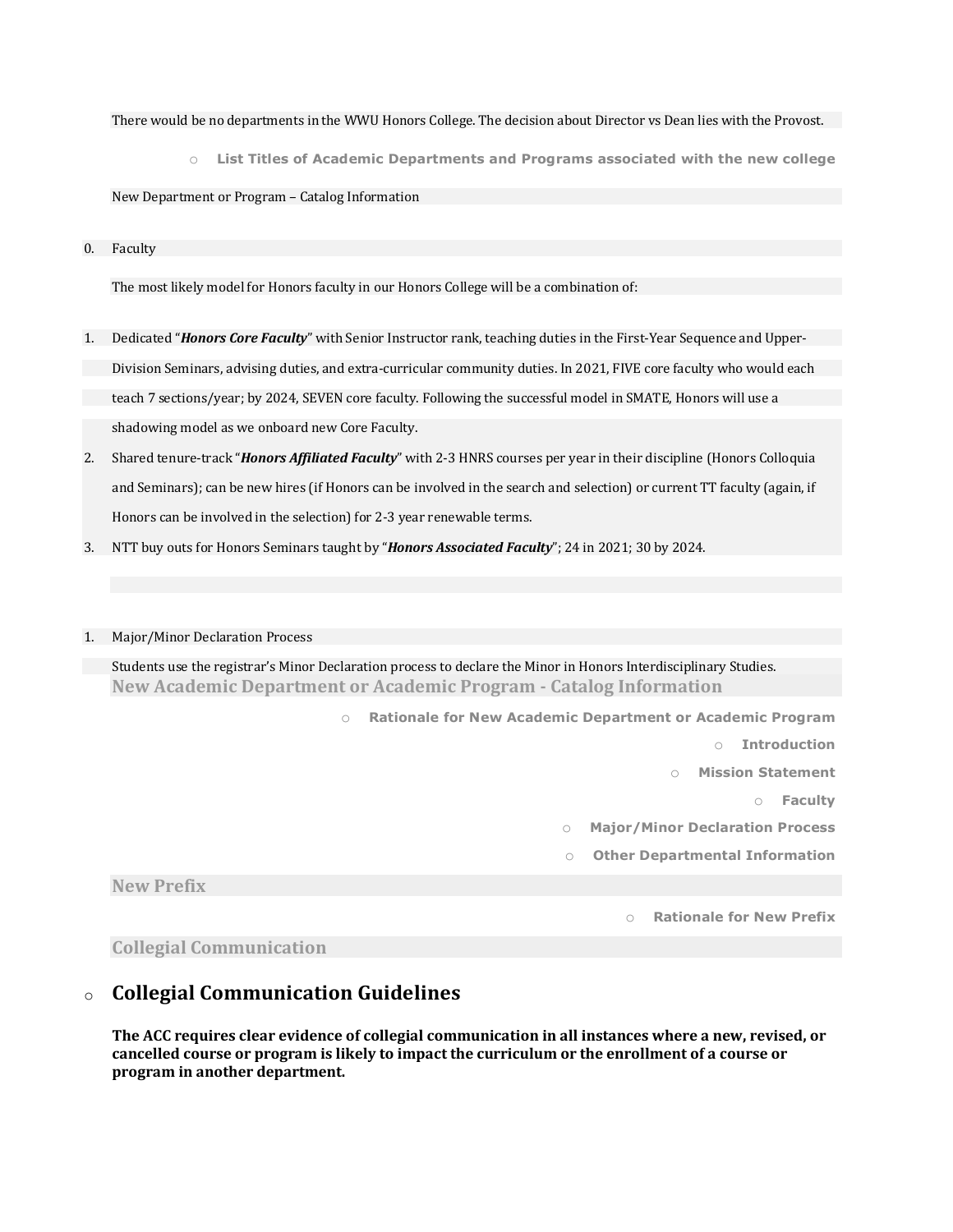There would be no departments in the WWU Honors College. The decision about Director vs Dean lies with the Provost.

- **List Titles of Academic Departments and Programs associated with the new college**

New Department or Program – Catalog Information

0. Faculty

The most likely model for Honors faculty in our Honors College will be a combination of:

1. Dedicated "***Honors Core Faculty***" with Senior Instructor rank, teaching duties in the First-Year Sequence and Upper-Division Seminars, advising duties, and extra-curricular community duties. In 2021, FIVE core faculty who would each teach 7 sections/year; by 2024, SEVEN core faculty. Following the successful model in SMATE, Honors will use a shadowing model as we onboard new Core Faculty.
2. Shared tenure-track "***Honors Affiliated Faculty***" with 2-3 HNRS courses per year in their discipline (Honors Colloquia and Seminars); can be new hires (if Honors can be involved in the search and selection) or current TT faculty (again, if Honors can be involved in the selection) for 2-3 year renewable terms.
3. NTT buy outs for Honors Seminars taught by "***Honors Associated Faculty***"; 24 in 2021; 30 by 2024.

1. Major/Minor Declaration Process

Students use the registrar's Minor Declaration process to declare the Minor in Honors Interdisciplinary Studies.

**New Academic Department or Academic Program - Catalog Information**

- **Rationale for New Academic Department or Academic Program**
- **Introduction**
- **Mission Statement**
- **Faculty**
- **Major/Minor Declaration Process**
- **Other Departmental Information**

**New Prefix**

- **Rationale for New Prefix**

**Collegial Communication**

## Collegial Communication Guidelines

**The ACC requires clear evidence of collegial communication in all instances where a new, revised, or cancelled course or program is likely to impact the curriculum or the enrollment of a course or program in another department.**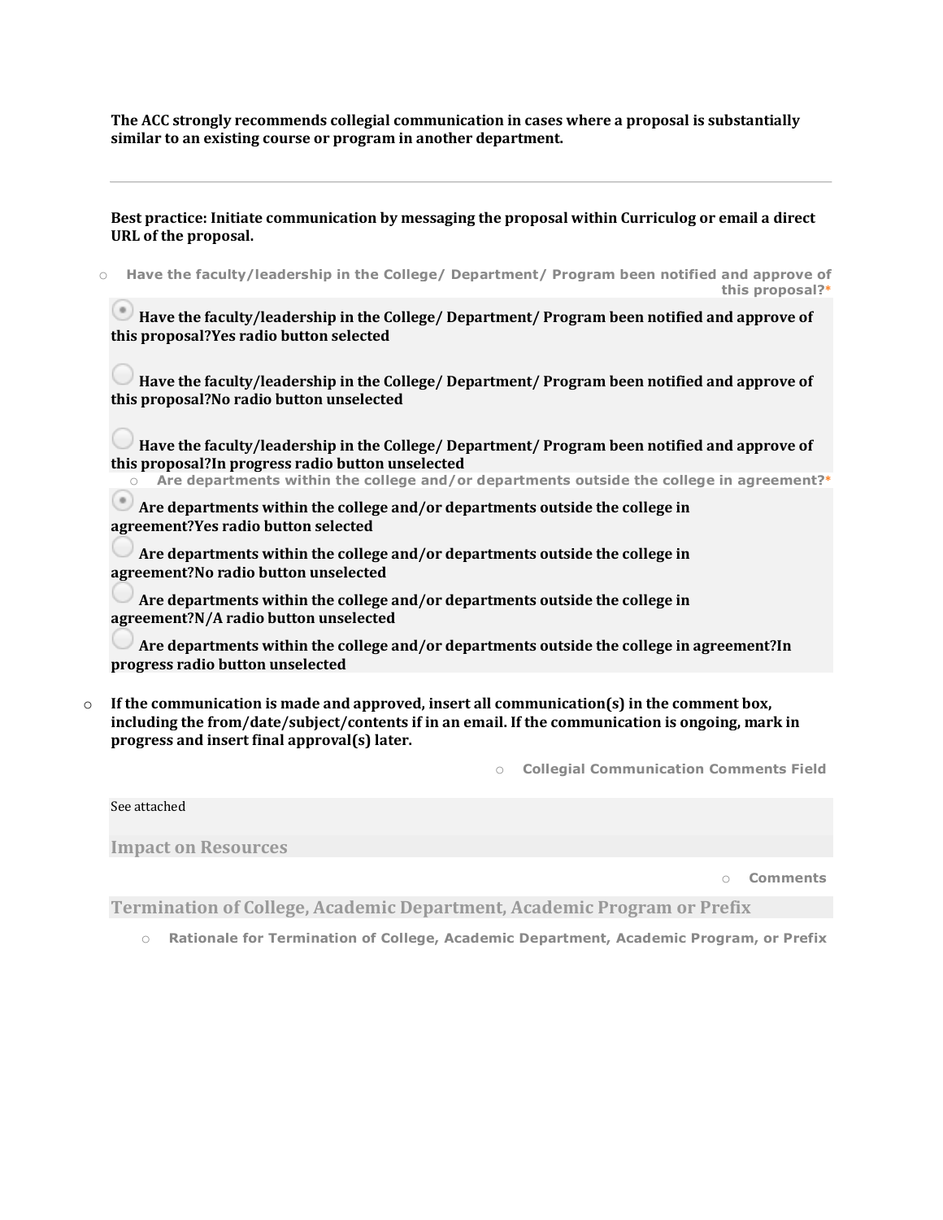**The ACC strongly recommends collegial communication in cases where a proposal is substantially similar to an existing course or program in another department.**

---

**Best practice: Initiate communication by messaging the proposal within Curriculog or email a direct URL of the proposal.**

- **Have the faculty/leadership in the College/ Department/ Program been notified and approve of this proposal?***

**Have the faculty/leadership in the College/ Department/ Program been notified and approve of this proposal?Yes radio button selected**

**Have the faculty/leadership in the College/ Department/ Program been notified and approve of this proposal?No radio button unselected**

**Have the faculty/leadership in the College/ Department/ Program been notified and approve of this proposal?In progress radio button unselected**

- **Are departments within the college and/or departments outside the college in agreement?***

**Are departments within the college and/or departments outside the college in agreement?Yes radio button selected**

**Are departments within the college and/or departments outside the college in agreement?No radio button unselected**

**Are departments within the college and/or departments outside the college in agreement?N/A radio button unselected**

**Are departments within the college and/or departments outside the college in agreement?In progress radio button unselected**

- **If the communication is made and approved, insert all communication(s) in the comment box, including the from/date/subject/contents if in an email. If the communication is ongoing, mark in progress and insert final approval(s) later.**

- **Collegial Communication Comments Field**

See attached

## Impact on Resources

- **Comments**

## Termination of College, Academic Department, Academic Program or Prefix

- **Rationale for Termination of College, Academic Department, Academic Program, or Prefix**